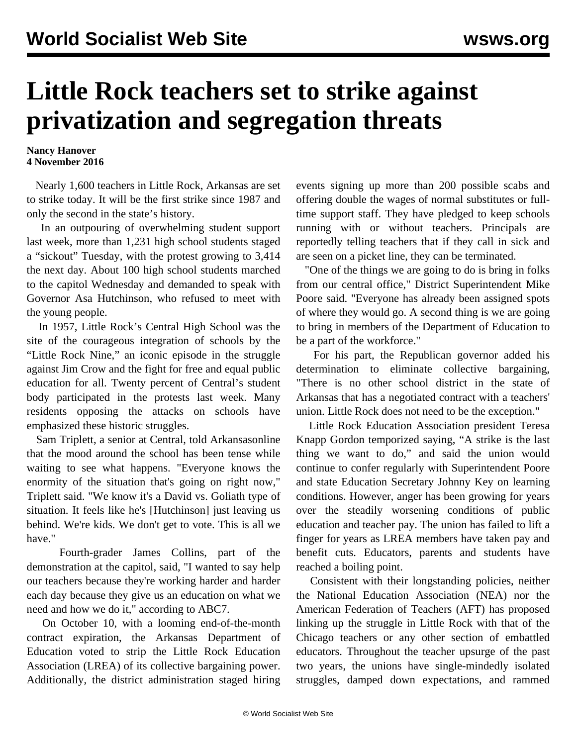# Little Rock teachers set to strike against privatization and segregation threats

**Nancy Hanover**
**4 November 2016**

Nearly 1,600 teachers in Little Rock, Arkansas are set to strike today. It will be the first strike since 1987 and only the second in the state's history.

In an outpouring of overwhelming student support last week, more than 1,231 high school students staged a "sickout" Tuesday, with the protest growing to 3,414 the next day. About 100 high school students marched to the capitol Wednesday and demanded to speak with Governor Asa Hutchinson, who refused to meet with the young people.

In 1957, Little Rock's Central High School was the site of the courageous integration of schools by the "Little Rock Nine," an iconic episode in the struggle against Jim Crow and the fight for free and equal public education for all. Twenty percent of Central's student body participated in the protests last week. Many residents opposing the attacks on schools have emphasized these historic struggles.

Sam Triplett, a senior at Central, told Arkansasonline that the mood around the school has been tense while waiting to see what happens. "Everyone knows the enormity of the situation that's going on right now," Triplett said. "We know it's a David vs. Goliath type of situation. It feels like he's [Hutchinson] just leaving us behind. We're kids. We don't get to vote. This is all we have."

Fourth-grader James Collins, part of the demonstration at the capitol, said, "I wanted to say help our teachers because they're working harder and harder each day because they give us an education on what we need and how we do it," according to ABC7.

On October 10, with a looming end-of-the-month contract expiration, the Arkansas Department of Education voted to strip the Little Rock Education Association (LREA) of its collective bargaining power. Additionally, the district administration staged hiring events signing up more than 200 possible scabs and offering double the wages of normal substitutes or full-time support staff. They have pledged to keep schools running with or without teachers. Principals are reportedly telling teachers that if they call in sick and are seen on a picket line, they can be terminated.

"One of the things we are going to do is bring in folks from our central office," District Superintendent Mike Poore said. "Everyone has already been assigned spots of where they would go. A second thing is we are going to bring in members of the Department of Education to be a part of the workforce."

For his part, the Republican governor added his determination to eliminate collective bargaining, "There is no other school district in the state of Arkansas that has a negotiated contract with a teachers' union. Little Rock does not need to be the exception."

Little Rock Education Association president Teresa Knapp Gordon temporized saying, "A strike is the last thing we want to do," and said the union would continue to confer regularly with Superintendent Poore and state Education Secretary Johnny Key on learning conditions. However, anger has been growing for years over the steadily worsening conditions of public education and teacher pay. The union has failed to lift a finger for years as LREA members have taken pay and benefit cuts. Educators, parents and students have reached a boiling point.

Consistent with their longstanding policies, neither the National Education Association (NEA) nor the American Federation of Teachers (AFT) has proposed linking up the struggle in Little Rock with that of the Chicago teachers or any other section of embattled educators. Throughout the teacher upsurge of the past two years, the unions have single-mindedly isolated struggles, damped down expectations, and rammed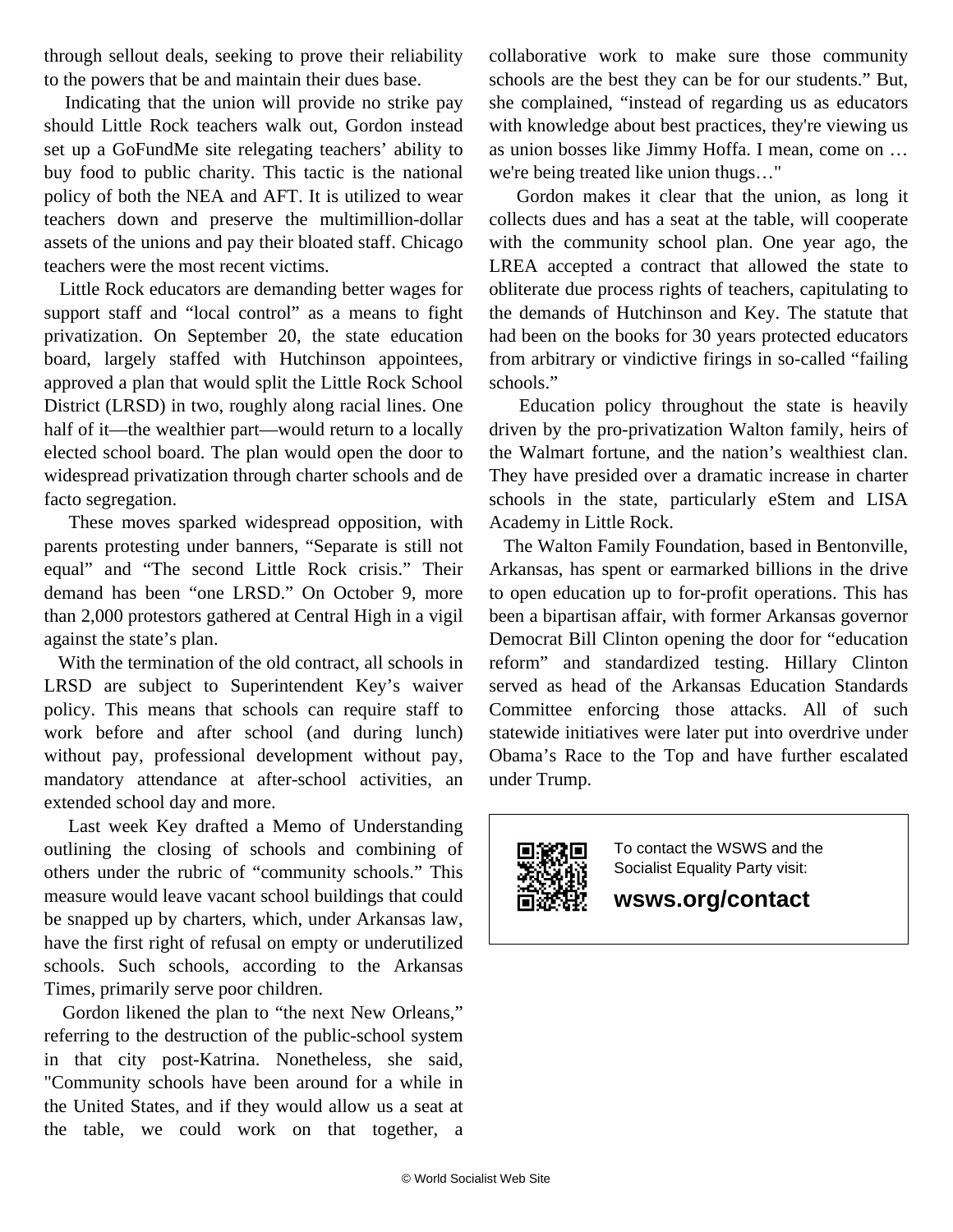through sellout deals, seeking to prove their reliability to the powers that be and maintain their dues base.

Indicating that the union will provide no strike pay should Little Rock teachers walk out, Gordon instead set up a GoFundMe site relegating teachers' ability to buy food to public charity. This tactic is the national policy of both the NEA and AFT. It is utilized to wear teachers down and preserve the multimillion-dollar assets of the unions and pay their bloated staff. Chicago teachers were the most recent victims.

Little Rock educators are demanding better wages for support staff and "local control" as a means to fight privatization. On September 20, the state education board, largely staffed with Hutchinson appointees, approved a plan that would split the Little Rock School District (LRSD) in two, roughly along racial lines. One half of it—the wealthier part—would return to a locally elected school board. The plan would open the door to widespread privatization through charter schools and de facto segregation.

These moves sparked widespread opposition, with parents protesting under banners, "Separate is still not equal" and "The second Little Rock crisis." Their demand has been "one LRSD." On October 9, more than 2,000 protestors gathered at Central High in a vigil against the state's plan.

With the termination of the old contract, all schools in LRSD are subject to Superintendent Key's waiver policy. This means that schools can require staff to work before and after school (and during lunch) without pay, professional development without pay, mandatory attendance at after-school activities, an extended school day and more.

Last week Key drafted a Memo of Understanding outlining the closing of schools and combining of others under the rubric of "community schools." This measure would leave vacant school buildings that could be snapped up by charters, which, under Arkansas law, have the first right of refusal on empty or underutilized schools. Such schools, according to the Arkansas Times, primarily serve poor children.

Gordon likened the plan to "the next New Orleans," referring to the destruction of the public-school system in that city post-Katrina. Nonetheless, she said, "Community schools have been around for a while in the United States, and if they would allow us a seat at the table, we could work on that together, a collaborative work to make sure those community schools are the best they can be for our students." But, she complained, "instead of regarding us as educators with knowledge about best practices, they're viewing us as union bosses like Jimmy Hoffa. I mean, come on … we're being treated like union thugs…"

Gordon makes it clear that the union, as long it collects dues and has a seat at the table, will cooperate with the community school plan. One year ago, the LREA accepted a contract that allowed the state to obliterate due process rights of teachers, capitulating to the demands of Hutchinson and Key. The statute that had been on the books for 30 years protected educators from arbitrary or vindictive firings in so-called "failing schools."

Education policy throughout the state is heavily driven by the pro-privatization Walton family, heirs of the Walmart fortune, and the nation's wealthiest clan. They have presided over a dramatic increase in charter schools in the state, particularly eStem and LISA Academy in Little Rock.

The Walton Family Foundation, based in Bentonville, Arkansas, has spent or earmarked billions in the drive to open education up to for-profit operations. This has been a bipartisan affair, with former Arkansas governor Democrat Bill Clinton opening the door for "education reform" and standardized testing. Hillary Clinton served as head of the Arkansas Education Standards Committee enforcing those attacks. All of such statewide initiatives were later put into overdrive under Obama's Race to the Top and have further escalated under Trump.

To contact the WSWS and the Socialist Equality Party visit:

**wsws.org/contact**